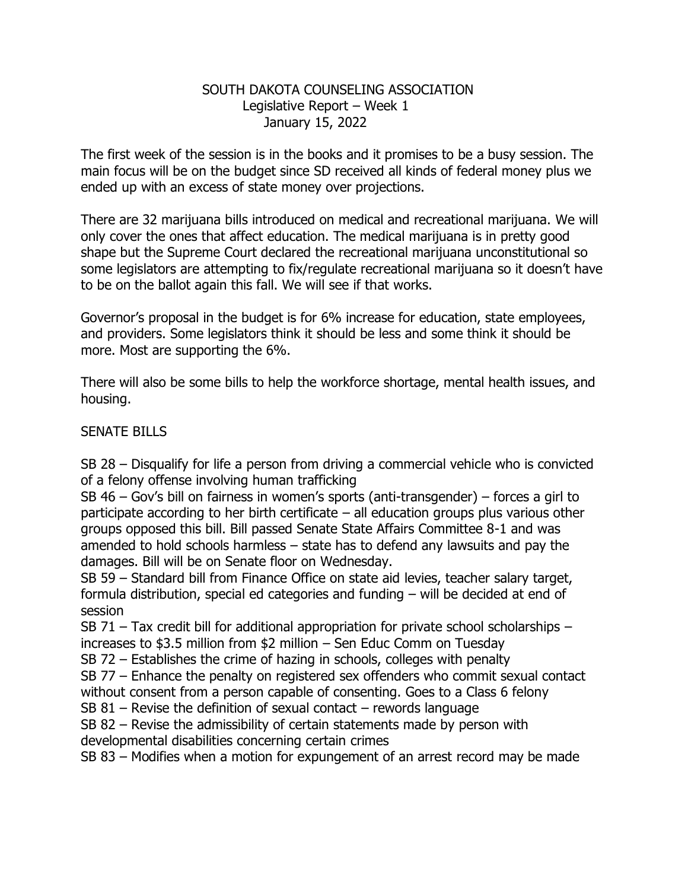# SOUTH DAKOTA COUNSELING ASSOCIATION

## Legislative Report – Week 1

### January 15, 2022

The first week of the session is in the books and it promises to be a busy session. The main focus will be on the budget since SD received all kinds of federal money plus we ended up with an excess of state money over projections.

There are 32 marijuana bills introduced on medical and recreational marijuana. We will only cover the ones that affect education. The medical marijuana is in pretty good shape but the Supreme Court declared the recreational marijuana unconstitutional so some legislators are attempting to fix/regulate recreational marijuana so it doesn't have to be on the ballot again this fall. We will see if that works.

Governor's proposal in the budget is for 6% increase for education, state employees, and providers. Some legislators think it should be less and some think it should be more. Most are supporting the 6%.

There will also be some bills to help the workforce shortage, mental health issues, and housing.

SENATE BILLS

SB 28 – Disqualify for life a person from driving a commercial vehicle who is convicted of a felony offense involving human trafficking
SB 46 – Gov's bill on fairness in women's sports (anti-transgender) – forces a girl to participate according to her birth certificate – all education groups plus various other groups opposed this bill. Bill passed Senate State Affairs Committee 8-1 and was amended to hold schools harmless – state has to defend any lawsuits and pay the damages. Bill will be on Senate floor on Wednesday.
SB 59 – Standard bill from Finance Office on state aid levies, teacher salary target, formula distribution, special ed categories and funding – will be decided at end of session
SB 71 – Tax credit bill for additional appropriation for private school scholarships – increases to \$3.5 million from \$2 million – Sen Educ Comm on Tuesday
SB 72 – Establishes the crime of hazing in schools, colleges with penalty
SB 77 – Enhance the penalty on registered sex offenders who commit sexual contact without consent from a person capable of consenting. Goes to a Class 6 felony
SB 81 – Revise the definition of sexual contact – rewords language
SB 82 – Revise the admissibility of certain statements made by person with developmental disabilities concerning certain crimes
SB 83 – Modifies when a motion for expungement of an arrest record may be made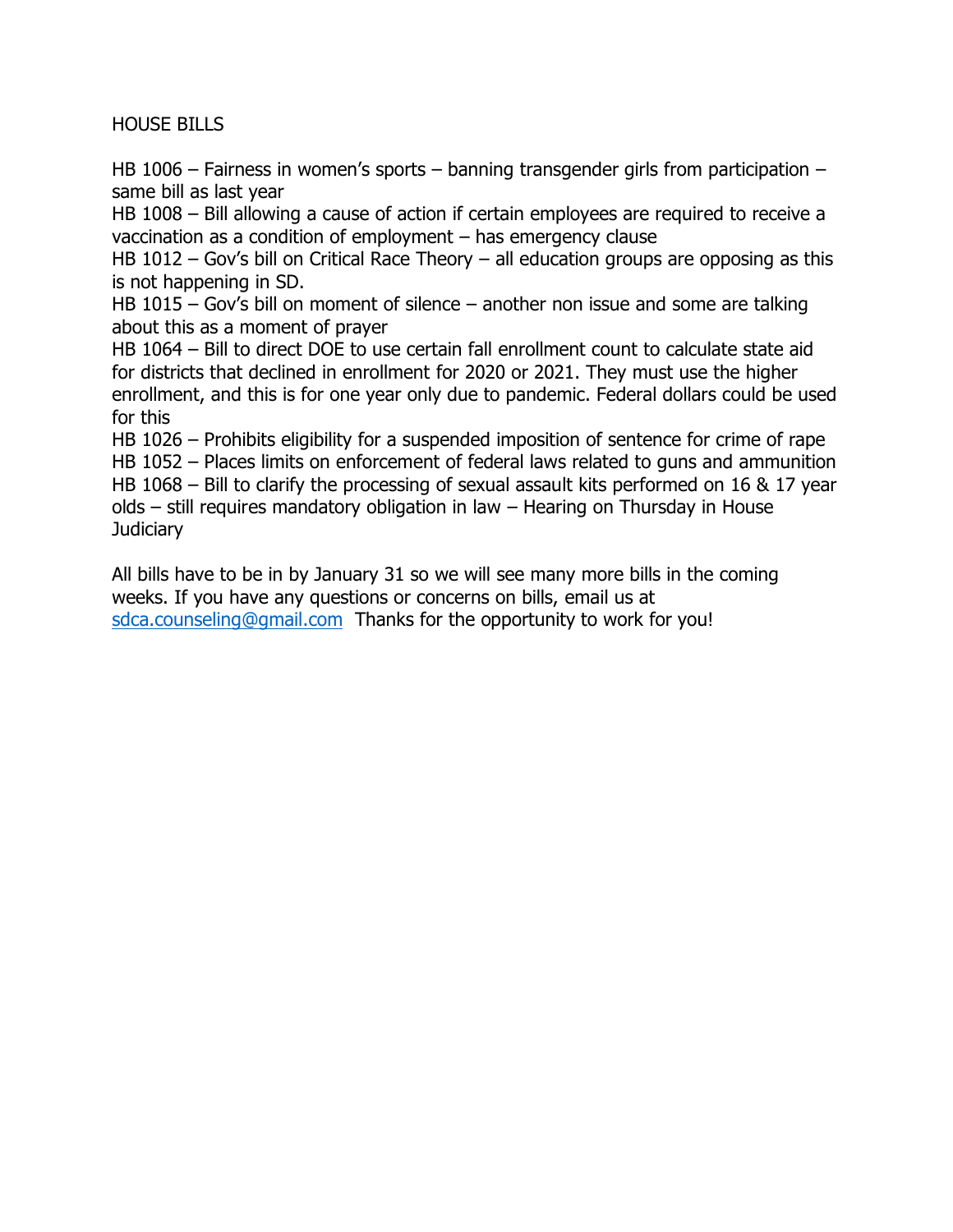HOUSE BILLS

HB 1006 – Fairness in women's sports – banning transgender girls from participation – same bill as last year
HB 1008 – Bill allowing a cause of action if certain employees are required to receive a vaccination as a condition of employment – has emergency clause
HB 1012 – Gov's bill on Critical Race Theory – all education groups are opposing as this is not happening in SD.
HB 1015 – Gov's bill on moment of silence – another non issue and some are talking about this as a moment of prayer
HB 1064 – Bill to direct DOE to use certain fall enrollment count to calculate state aid for districts that declined in enrollment for 2020 or 2021. They must use the higher enrollment, and this is for one year only due to pandemic. Federal dollars could be used for this
HB 1026 – Prohibits eligibility for a suspended imposition of sentence for crime of rape
HB 1052 – Places limits on enforcement of federal laws related to guns and ammunition
HB 1068 – Bill to clarify the processing of sexual assault kits performed on 16 & 17 year olds – still requires mandatory obligation in law – Hearing on Thursday in House Judiciary

All bills have to be in by January 31 so we will see many more bills in the coming weeks. If you have any questions or concerns on bills, email us at sdca.counseling@gmail.com Thanks for the opportunity to work for you!